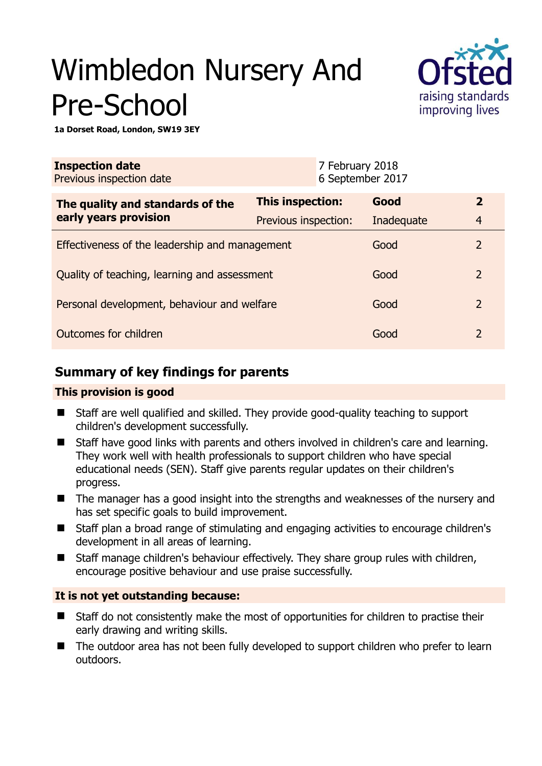# Wimbledon Nursery And Pre-School

**1a Dorset Road, London, SW19 3EY**

| **Inspection date** | 7 February 2018 |
|---|---|
| Previous inspection date | 6 September 2017 |

| **The quality and standards of the early years provision** | **This inspection:** | **Good** | **2** |
|---|---|---|---|
| | Previous inspection: | Inadequate | 4 |
| Effectiveness of the leadership and management | | Good | 2 |
| Quality of teaching, learning and assessment | | Good | 2 |
| Personal development, behaviour and welfare | | Good | 2 |
| Outcomes for children | | Good | 2 |

## Summary of key findings for parents

### This provision is good

- Staff are well qualified and skilled. They provide good-quality teaching to support children's development successfully.
- Staff have good links with parents and others involved in children's care and learning. They work well with health professionals to support children who have special educational needs (SEN). Staff give parents regular updates on their children's progress.
- The manager has a good insight into the strengths and weaknesses of the nursery and has set specific goals to build improvement.
- Staff plan a broad range of stimulating and engaging activities to encourage children's development in all areas of learning.
- Staff manage children's behaviour effectively. They share group rules with children, encourage positive behaviour and use praise successfully.

### It is not yet outstanding because:

- Staff do not consistently make the most of opportunities for children to practise their early drawing and writing skills.
- The outdoor area has not been fully developed to support children who prefer to learn outdoors.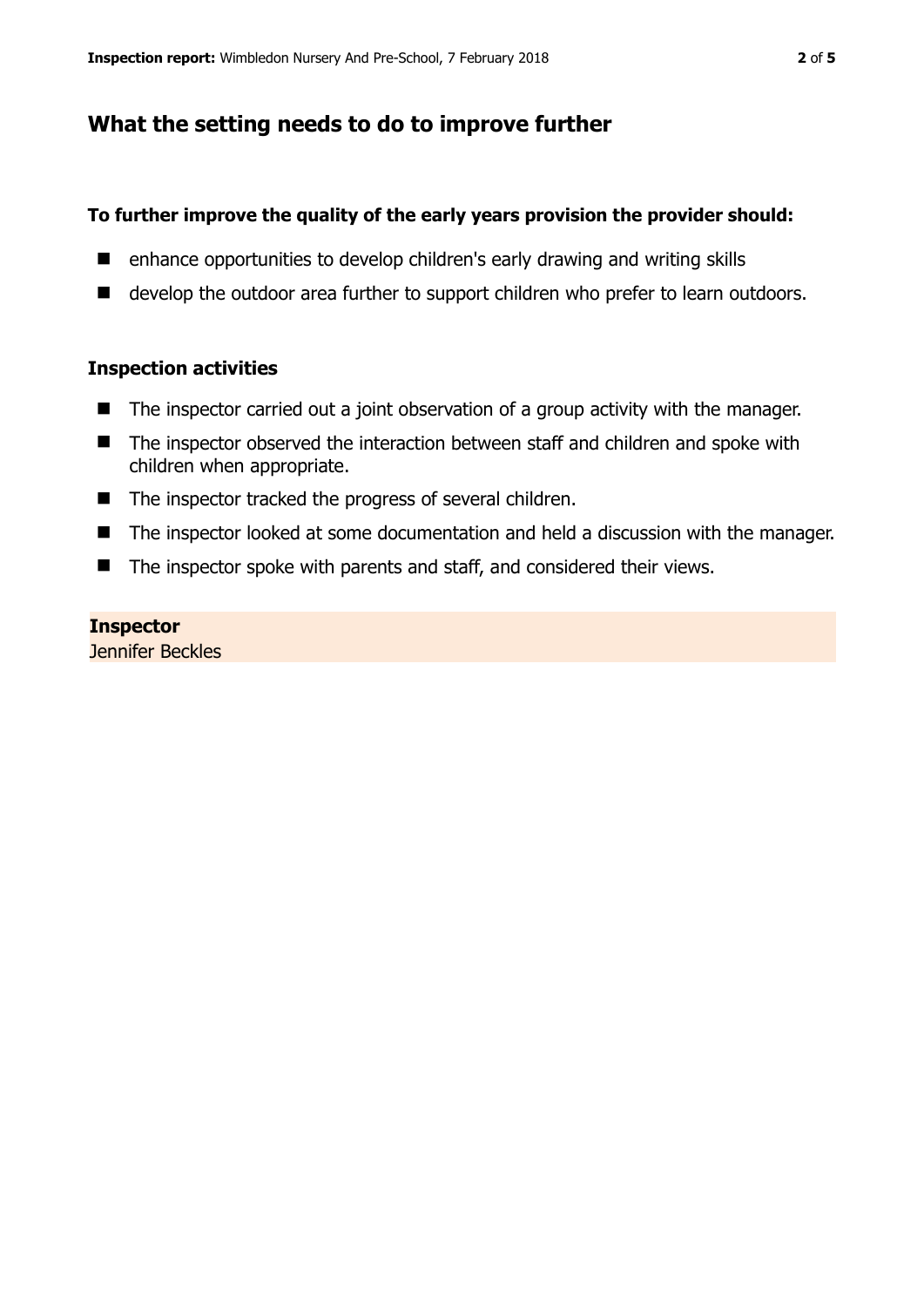## What the setting needs to do to improve further

**To further improve the quality of the early years provision the provider should:**

- enhance opportunities to develop children's early drawing and writing skills
- develop the outdoor area further to support children who prefer to learn outdoors.

### Inspection activities

- The inspector carried out a joint observation of a group activity with the manager.
- The inspector observed the interaction between staff and children and spoke with children when appropriate.
- The inspector tracked the progress of several children.
- The inspector looked at some documentation and held a discussion with the manager.
- The inspector spoke with parents and staff, and considered their views.

**Inspector**
Jennifer Beckles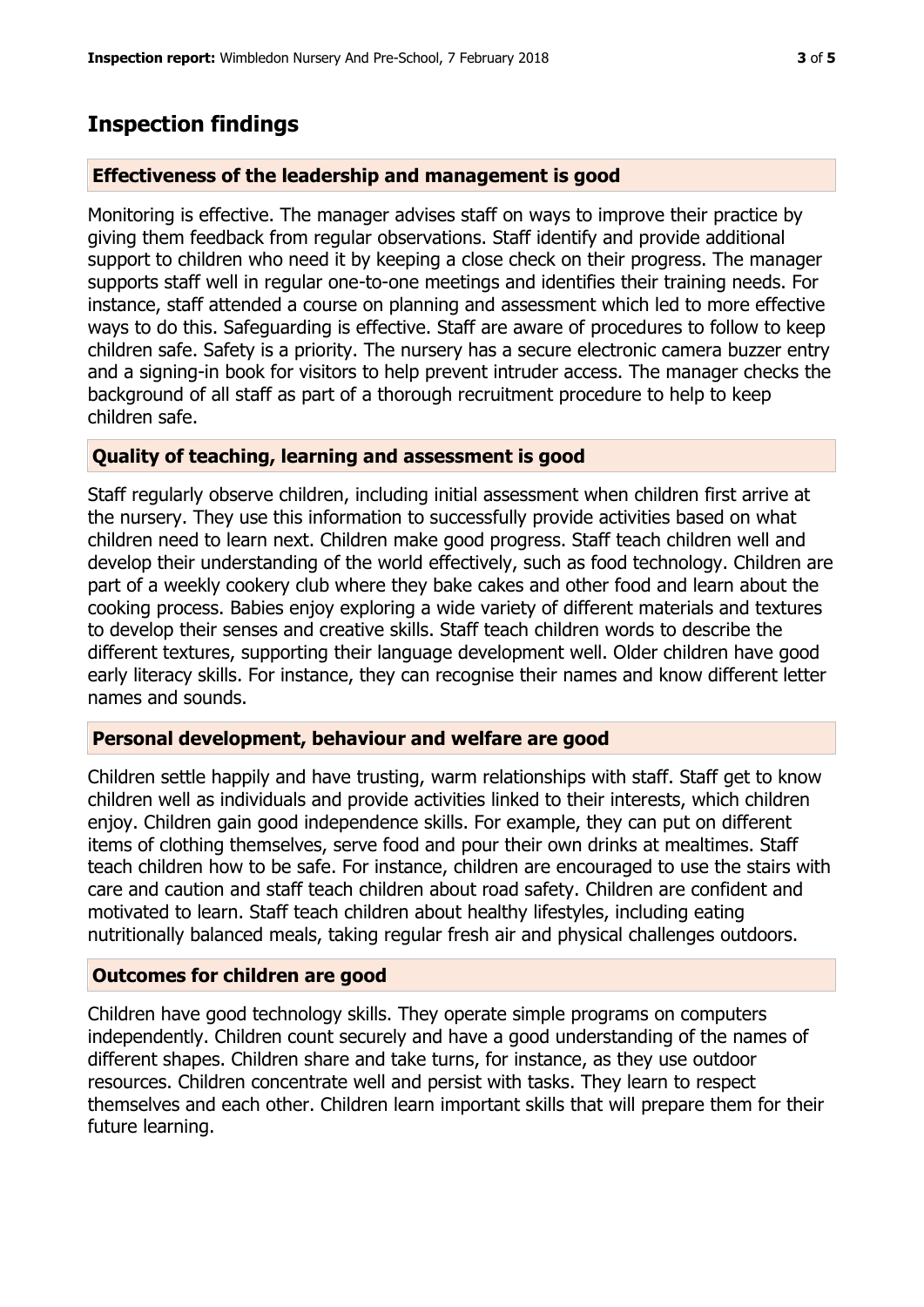## Inspection findings

### Effectiveness of the leadership and management is good

Monitoring is effective. The manager advises staff on ways to improve their practice by giving them feedback from regular observations. Staff identify and provide additional support to children who need it by keeping a close check on their progress. The manager supports staff well in regular one-to-one meetings and identifies their training needs. For instance, staff attended a course on planning and assessment which led to more effective ways to do this. Safeguarding is effective. Staff are aware of procedures to follow to keep children safe. Safety is a priority. The nursery has a secure electronic camera buzzer entry and a signing-in book for visitors to help prevent intruder access. The manager checks the background of all staff as part of a thorough recruitment procedure to help to keep children safe.

### Quality of teaching, learning and assessment is good

Staff regularly observe children, including initial assessment when children first arrive at the nursery. They use this information to successfully provide activities based on what children need to learn next. Children make good progress. Staff teach children well and develop their understanding of the world effectively, such as food technology. Children are part of a weekly cookery club where they bake cakes and other food and learn about the cooking process. Babies enjoy exploring a wide variety of different materials and textures to develop their senses and creative skills. Staff teach children words to describe the different textures, supporting their language development well. Older children have good early literacy skills. For instance, they can recognise their names and know different letter names and sounds.

### Personal development, behaviour and welfare are good

Children settle happily and have trusting, warm relationships with staff. Staff get to know children well as individuals and provide activities linked to their interests, which children enjoy. Children gain good independence skills. For example, they can put on different items of clothing themselves, serve food and pour their own drinks at mealtimes. Staff teach children how to be safe. For instance, children are encouraged to use the stairs with care and caution and staff teach children about road safety. Children are confident and motivated to learn. Staff teach children about healthy lifestyles, including eating nutritionally balanced meals, taking regular fresh air and physical challenges outdoors.

### Outcomes for children are good

Children have good technology skills. They operate simple programs on computers independently. Children count securely and have a good understanding of the names of different shapes. Children share and take turns, for instance, as they use outdoor resources. Children concentrate well and persist with tasks. They learn to respect themselves and each other. Children learn important skills that will prepare them for their future learning.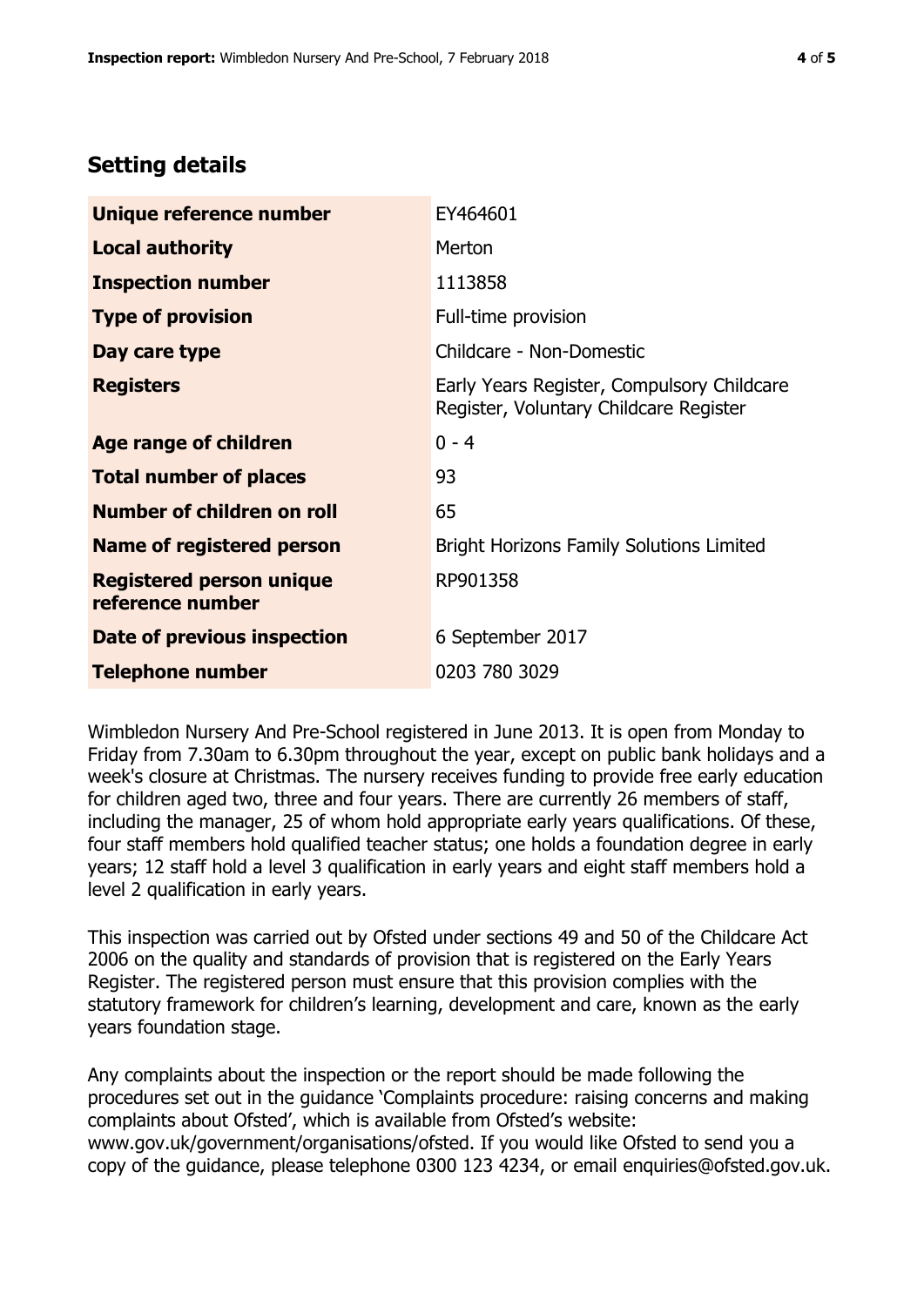## Setting details

| | |
|---|---|
| **Unique reference number** | EY464601 |
| **Local authority** | Merton |
| **Inspection number** | 1113858 |
| **Type of provision** | Full-time provision |
| **Day care type** | Childcare - Non-Domestic |
| **Registers** | Early Years Register, Compulsory Childcare Register, Voluntary Childcare Register |
| **Age range of children** | 0 - 4 |
| **Total number of places** | 93 |
| **Number of children on roll** | 65 |
| **Name of registered person** | Bright Horizons Family Solutions Limited |
| **Registered person unique reference number** | RP901358 |
| **Date of previous inspection** | 6 September 2017 |
| **Telephone number** | 0203 780 3029 |

Wimbledon Nursery And Pre-School registered in June 2013. It is open from Monday to Friday from 7.30am to 6.30pm throughout the year, except on public bank holidays and a week's closure at Christmas. The nursery receives funding to provide free early education for children aged two, three and four years. There are currently 26 members of staff, including the manager, 25 of whom hold appropriate early years qualifications. Of these, four staff members hold qualified teacher status; one holds a foundation degree in early years; 12 staff hold a level 3 qualification in early years and eight staff members hold a level 2 qualification in early years.

This inspection was carried out by Ofsted under sections 49 and 50 of the Childcare Act 2006 on the quality and standards of provision that is registered on the Early Years Register. The registered person must ensure that this provision complies with the statutory framework for children's learning, development and care, known as the early years foundation stage.

Any complaints about the inspection or the report should be made following the procedures set out in the guidance 'Complaints procedure: raising concerns and making complaints about Ofsted', which is available from Ofsted's website: www.gov.uk/government/organisations/ofsted. If you would like Ofsted to send you a copy of the guidance, please telephone 0300 123 4234, or email enquiries@ofsted.gov.uk.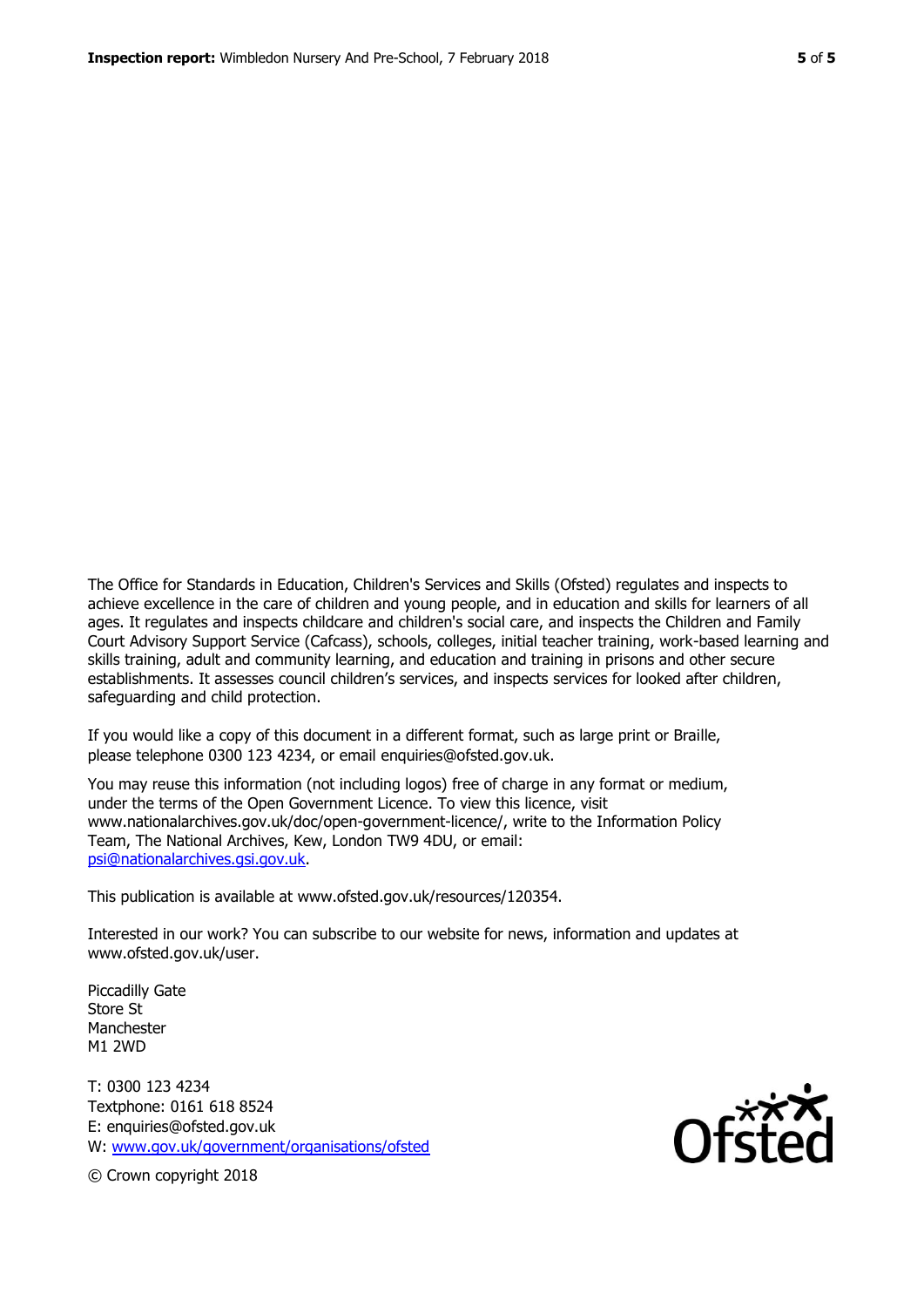The Office for Standards in Education, Children's Services and Skills (Ofsted) regulates and inspects to achieve excellence in the care of children and young people, and in education and skills for learners of all ages. It regulates and inspects childcare and children's social care, and inspects the Children and Family Court Advisory Support Service (Cafcass), schools, colleges, initial teacher training, work-based learning and skills training, adult and community learning, and education and training in prisons and other secure establishments. It assesses council children's services, and inspects services for looked after children, safeguarding and child protection.

If you would like a copy of this document in a different format, such as large print or Braille, please telephone 0300 123 4234, or email enquiries@ofsted.gov.uk.

You may reuse this information (not including logos) free of charge in any format or medium, under the terms of the Open Government Licence. To view this licence, visit www.nationalarchives.gov.uk/doc/open-government-licence/, write to the Information Policy Team, The National Archives, Kew, London TW9 4DU, or email: psi@nationalarchives.gsi.gov.uk.

This publication is available at www.ofsted.gov.uk/resources/120354.

Interested in our work? You can subscribe to our website for news, information and updates at www.ofsted.gov.uk/user.

Piccadilly Gate
Store St
Manchester
M1 2WD

T: 0300 123 4234
Textphone: 0161 618 8524
E: enquiries@ofsted.gov.uk
W: www.gov.uk/government/organisations/ofsted

© Crown copyright 2018